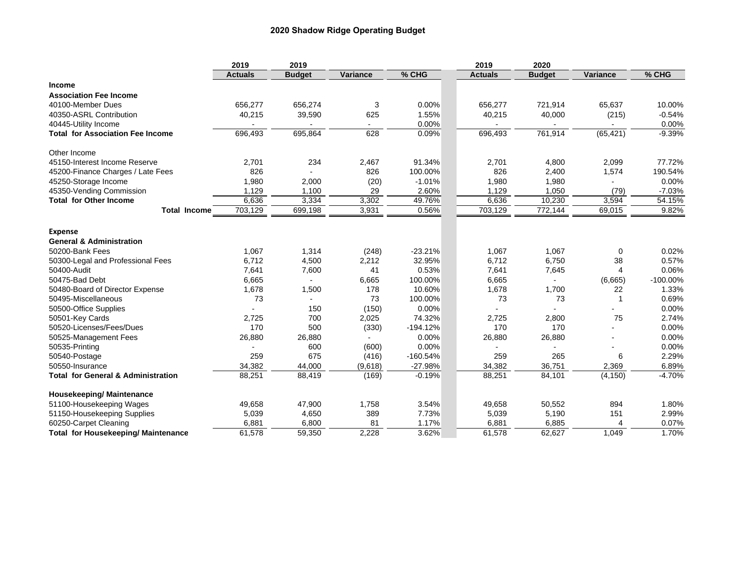## 2020 Shadow Ridge Operating Budget

| | 2019 Actuals | 2019 Budget | Variance | % CHG | 2019 Actuals | 2020 Budget | Variance | % CHG |
|---|---|---|---|---|---|---|---|---|
| **Income** | | | | | | | | |
| **Association Fee Income** | | | | | | | | |
| 40100-Member Dues | 656,277 | 656,274 | 3 | 0.00% | 656,277 | 721,914 | 65,637 | 10.00% |
| 40350-ASRL Contribution | 40,215 | 39,590 | 625 | 1.55% | 40,215 | 40,000 | (215) | -0.54% |
| 40445-Utility Income | - | - | - | 0.00% | - | - | - | 0.00% |
| **Total for Association Fee Income** | 696,493 | 695,864 | 628 | 0.09% | 696,493 | 761,914 | (65,421) | -9.39% |
| Other Income | | | | | | | | |
| 45150-Interest Income Reserve | 2,701 | 234 | 2,467 | 91.34% | 2,701 | 4,800 | 2,099 | 77.72% |
| 45200-Finance Charges / Late Fees | 826 | - | 826 | 100.00% | 826 | 2,400 | 1,574 | 190.54% |
| 45250-Storage Income | 1,980 | 2,000 | (20) | -1.01% | 1,980 | 1,980 | - | 0.00% |
| 45350-Vending Commission | 1,129 | 1,100 | 29 | 2.60% | 1,129 | 1,050 | (79) | -7.03% |
| **Total for Other Income** | 6,636 | 3,334 | 3,302 | 49.76% | 6,636 | 10,230 | 3,594 | 54.15% |
| **Total Income** | 703,129 | 699,198 | 3,931 | 0.56% | 703,129 | 772,144 | 69,015 | 9.82% |
| **Expense** | | | | | | | | |
| **General & Administration** | | | | | | | | |
| 50200-Bank Fees | 1,067 | 1,314 | (248) | -23.21% | 1,067 | 1,067 | 0 | 0.02% |
| 50300-Legal and Professional Fees | 6,712 | 4,500 | 2,212 | 32.95% | 6,712 | 6,750 | 38 | 0.57% |
| 50400-Audit | 7,641 | 7,600 | 41 | 0.53% | 7,641 | 7,645 | 4 | 0.06% |
| 50475-Bad Debt | 6,665 | - | 6,665 | 100.00% | 6,665 | - | (6,665) | -100.00% |
| 50480-Board of Director Expense | 1,678 | 1,500 | 178 | 10.60% | 1,678 | 1,700 | 22 | 1.33% |
| 50495-Miscellaneous | 73 | - | 73 | 100.00% | 73 | 73 | 1 | 0.69% |
| 50500-Office Supplies | - | 150 | (150) | 0.00% | - | - | - | 0.00% |
| 50501-Key Cards | 2,725 | 700 | 2,025 | 74.32% | 2,725 | 2,800 | 75 | 2.74% |
| 50520-Licenses/Fees/Dues | 170 | 500 | (330) | -194.12% | 170 | 170 | - | 0.00% |
| 50525-Management Fees | 26,880 | 26,880 | - | 0.00% | 26,880 | 26,880 | - | 0.00% |
| 50535-Printing | - | 600 | (600) | 0.00% | - | - | - | 0.00% |
| 50540-Postage | 259 | 675 | (416) | -160.54% | 259 | 265 | 6 | 2.29% |
| 50550-Insurance | 34,382 | 44,000 | (9,618) | -27.98% | 34,382 | 36,751 | 2,369 | 6.89% |
| **Total for General & Administration** | 88,251 | 88,419 | (169) | -0.19% | 88,251 | 84,101 | (4,150) | -4.70% |
| **Housekeeping/ Maintenance** | | | | | | | | |
| 51100-Housekeeping Wages | 49,658 | 47,900 | 1,758 | 3.54% | 49,658 | 50,552 | 894 | 1.80% |
| 51150-Housekeeping Supplies | 5,039 | 4,650 | 389 | 7.73% | 5,039 | 5,190 | 151 | 2.99% |
| 60250-Carpet Cleaning | 6,881 | 6,800 | 81 | 1.17% | 6,881 | 6,885 | 4 | 0.07% |
| **Total for Housekeeping/ Maintenance** | 61,578 | 59,350 | 2,228 | 3.62% | 61,578 | 62,627 | 1,049 | 1.70% |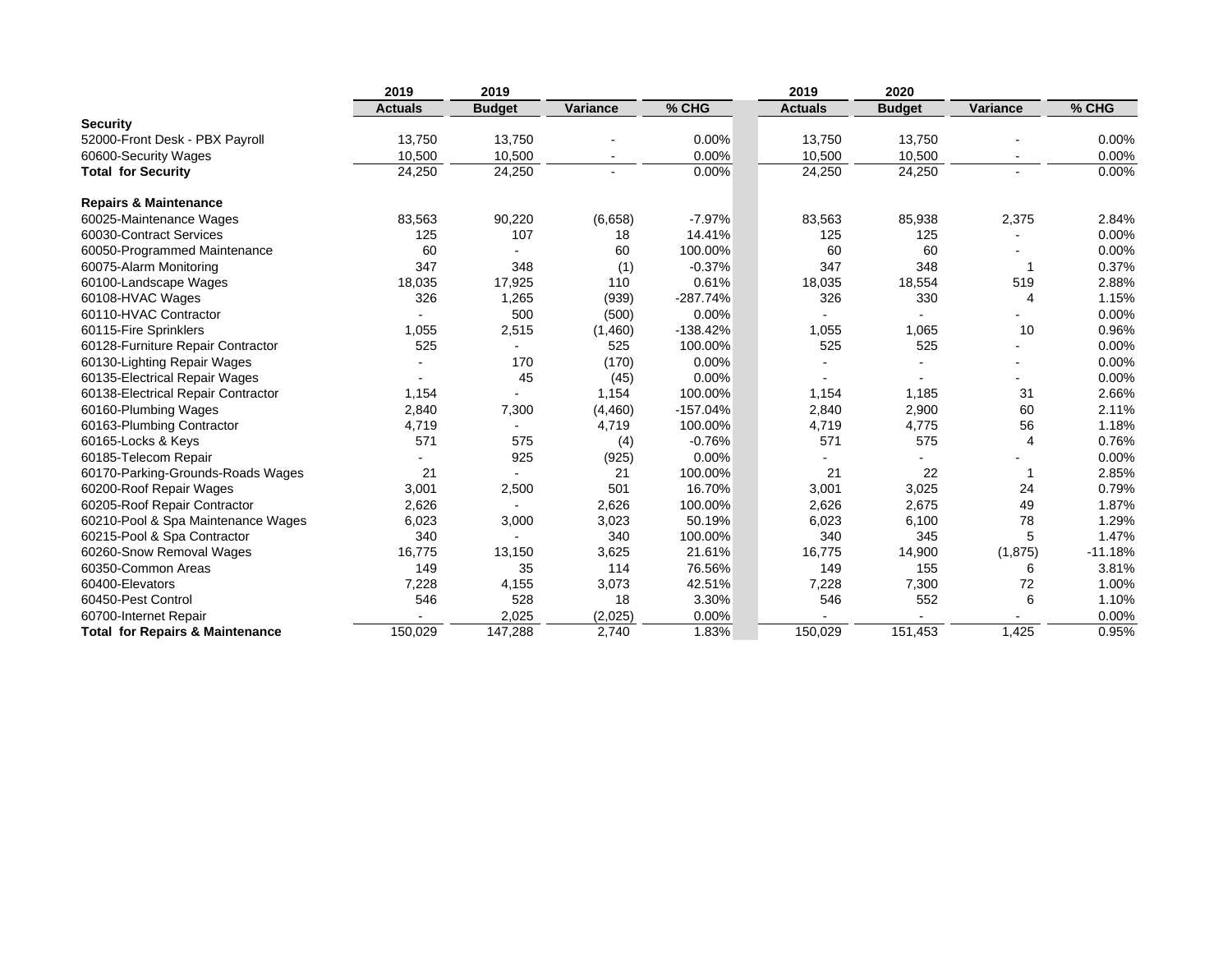| | 2019 | 2019 | | | 2019 | 2020 | | |
|---|---|---|---|---|---|---|---|---|
| | **Actuals** | **Budget** | **Variance** | **% CHG** | **Actuals** | **Budget** | **Variance** | **% CHG** |
| **Security** | | | | | | | | |
| 52000-Front Desk - PBX Payroll | 13,750 | 13,750 | - | 0.00% | 13,750 | 13,750 | - | 0.00% |
| 60600-Security Wages | 10,500 | 10,500 | - | 0.00% | 10,500 | 10,500 | - | 0.00% |
| **Total for Security** | 24,250 | 24,250 | - | 0.00% | 24,250 | 24,250 | - | 0.00% |
| | | | | | | | | |
| **Repairs & Maintenance** | | | | | | | | |
| 60025-Maintenance Wages | 83,563 | 90,220 | (6,658) | -7.97% | 83,563 | 85,938 | 2,375 | 2.84% |
| 60030-Contract Services | 125 | 107 | 18 | 14.41% | 125 | 125 | - | 0.00% |
| 60050-Programmed Maintenance | 60 | - | 60 | 100.00% | 60 | 60 | - | 0.00% |
| 60075-Alarm Monitoring | 347 | 348 | (1) | -0.37% | 347 | 348 | 1 | 0.37% |
| 60100-Landscape Wages | 18,035 | 17,925 | 110 | 0.61% | 18,035 | 18,554 | 519 | 2.88% |
| 60108-HVAC Wages | 326 | 1,265 | (939) | -287.74% | 326 | 330 | 4 | 1.15% |
| 60110-HVAC Contractor | - | 500 | (500) | 0.00% | - | - | - | 0.00% |
| 60115-Fire Sprinklers | 1,055 | 2,515 | (1,460) | -138.42% | 1,055 | 1,065 | 10 | 0.96% |
| 60128-Furniture Repair Contractor | 525 | - | 525 | 100.00% | 525 | 525 | - | 0.00% |
| 60130-Lighting Repair Wages | - | 170 | (170) | 0.00% | - | - | - | 0.00% |
| 60135-Electrical Repair Wages | - | 45 | (45) | 0.00% | - | - | - | 0.00% |
| 60138-Electrical Repair Contractor | 1,154 | - | 1,154 | 100.00% | 1,154 | 1,185 | 31 | 2.66% |
| 60160-Plumbing Wages | 2,840 | 7,300 | (4,460) | -157.04% | 2,840 | 2,900 | 60 | 2.11% |
| 60163-Plumbing Contractor | 4,719 | - | 4,719 | 100.00% | 4,719 | 4,775 | 56 | 1.18% |
| 60165-Locks & Keys | 571 | 575 | (4) | -0.76% | 571 | 575 | 4 | 0.76% |
| 60185-Telecom Repair | - | 925 | (925) | 0.00% | - | - | - | 0.00% |
| 60170-Parking-Grounds-Roads Wages | 21 | - | 21 | 100.00% | 21 | 22 | 1 | 2.85% |
| 60200-Roof Repair Wages | 3,001 | 2,500 | 501 | 16.70% | 3,001 | 3,025 | 24 | 0.79% |
| 60205-Roof Repair Contractor | 2,626 | - | 2,626 | 100.00% | 2,626 | 2,675 | 49 | 1.87% |
| 60210-Pool & Spa Maintenance Wages | 6,023 | 3,000 | 3,023 | 50.19% | 6,023 | 6,100 | 78 | 1.29% |
| 60215-Pool & Spa Contractor | 340 | - | 340 | 100.00% | 340 | 345 | 5 | 1.47% |
| 60260-Snow Removal Wages | 16,775 | 13,150 | 3,625 | 21.61% | 16,775 | 14,900 | (1,875) | -11.18% |
| 60350-Common Areas | 149 | 35 | 114 | 76.56% | 149 | 155 | 6 | 3.81% |
| 60400-Elevators | 7,228 | 4,155 | 3,073 | 42.51% | 7,228 | 7,300 | 72 | 1.00% |
| 60450-Pest Control | 546 | 528 | 18 | 3.30% | 546 | 552 | 6 | 1.10% |
| 60700-Internet Repair | - | 2,025 | (2,025) | 0.00% | - | - | - | 0.00% |
| **Total for Repairs & Maintenance** | 150,029 | 147,288 | 2,740 | 1.83% | 150,029 | 151,453 | 1,425 | 0.95% |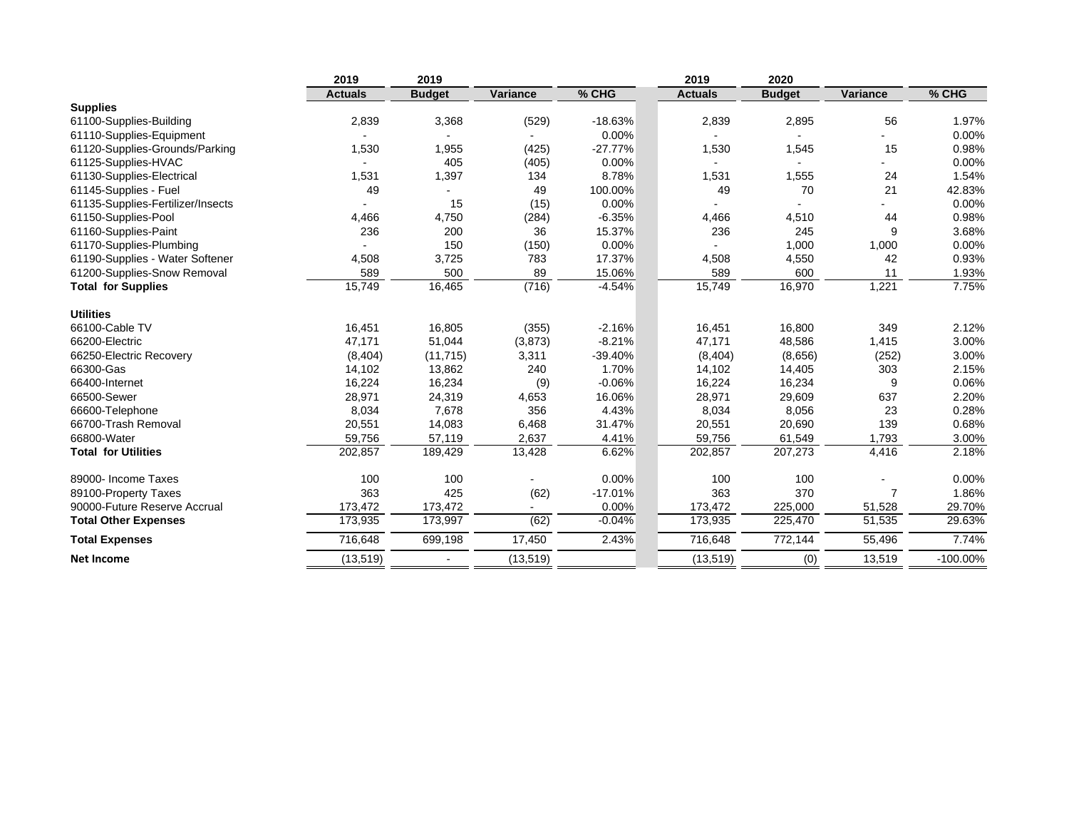| | 2019 Actuals | 2019 Budget | Variance | % CHG | 2019 Actuals | 2020 Budget | Variance | % CHG |
|---|---|---|---|---|---|---|---|---|
| **Supplies** | | | | | | | | |
| 61100-Supplies-Building | 2,839 | 3,368 | (529) | -18.63% | 2,839 | 2,895 | 56 | 1.97% |
| 61110-Supplies-Equipment | - | - | - | 0.00% | - | - | - | 0.00% |
| 61120-Supplies-Grounds/Parking | 1,530 | 1,955 | (425) | -27.77% | 1,530 | 1,545 | 15 | 0.98% |
| 61125-Supplies-HVAC | - | 405 | (405) | 0.00% | - | - | - | 0.00% |
| 61130-Supplies-Electrical | 1,531 | 1,397 | 134 | 8.78% | 1,531 | 1,555 | 24 | 1.54% |
| 61145-Supplies - Fuel | 49 | - | 49 | 100.00% | 49 | 70 | 21 | 42.83% |
| 61135-Supplies-Fertilizer/Insects | - | 15 | (15) | 0.00% | - | - | - | 0.00% |
| 61150-Supplies-Pool | 4,466 | 4,750 | (284) | -6.35% | 4,466 | 4,510 | 44 | 0.98% |
| 61160-Supplies-Paint | 236 | 200 | 36 | 15.37% | 236 | 245 | 9 | 3.68% |
| 61170-Supplies-Plumbing | - | 150 | (150) | 0.00% | - | 1,000 | 1,000 | 0.00% |
| 61190-Supplies - Water Softener | 4,508 | 3,725 | 783 | 17.37% | 4,508 | 4,550 | 42 | 0.93% |
| 61200-Supplies-Snow Removal | 589 | 500 | 89 | 15.06% | 589 | 600 | 11 | 1.93% |
| **Total for Supplies** | 15,749 | 16,465 | (716) | -4.54% | 15,749 | 16,970 | 1,221 | 7.75% |
| **Utilities** | | | | | | | | |
| 66100-Cable TV | 16,451 | 16,805 | (355) | -2.16% | 16,451 | 16,800 | 349 | 2.12% |
| 66200-Electric | 47,171 | 51,044 | (3,873) | -8.21% | 47,171 | 48,586 | 1,415 | 3.00% |
| 66250-Electric Recovery | (8,404) | (11,715) | 3,311 | -39.40% | (8,404) | (8,656) | (252) | 3.00% |
| 66300-Gas | 14,102 | 13,862 | 240 | 1.70% | 14,102 | 14,405 | 303 | 2.15% |
| 66400-Internet | 16,224 | 16,234 | (9) | -0.06% | 16,224 | 16,234 | 9 | 0.06% |
| 66500-Sewer | 28,971 | 24,319 | 4,653 | 16.06% | 28,971 | 29,609 | 637 | 2.20% |
| 66600-Telephone | 8,034 | 7,678 | 356 | 4.43% | 8,034 | 8,056 | 23 | 0.28% |
| 66700-Trash Removal | 20,551 | 14,083 | 6,468 | 31.47% | 20,551 | 20,690 | 139 | 0.68% |
| 66800-Water | 59,756 | 57,119 | 2,637 | 4.41% | 59,756 | 61,549 | 1,793 | 3.00% |
| **Total for Utilities** | 202,857 | 189,429 | 13,428 | 6.62% | 202,857 | 207,273 | 4,416 | 2.18% |
| 89000- Income Taxes | 100 | 100 | - | 0.00% | 100 | 100 | - | 0.00% |
| 89100-Property Taxes | 363 | 425 | (62) | -17.01% | 363 | 370 | 7 | 1.86% |
| 90000-Future Reserve Accrual | 173,472 | 173,472 | - | 0.00% | 173,472 | 225,000 | 51,528 | 29.70% |
| **Total Other Expenses** | 173,935 | 173,997 | (62) | -0.04% | 173,935 | 225,470 | 51,535 | 29.63% |
| **Total Expenses** | 716,648 | 699,198 | 17,450 | 2.43% | 716,648 | 772,144 | 55,496 | 7.74% |
| **Net Income** | (13,519) | - | (13,519) | | (13,519) | (0) | 13,519 | -100.00% |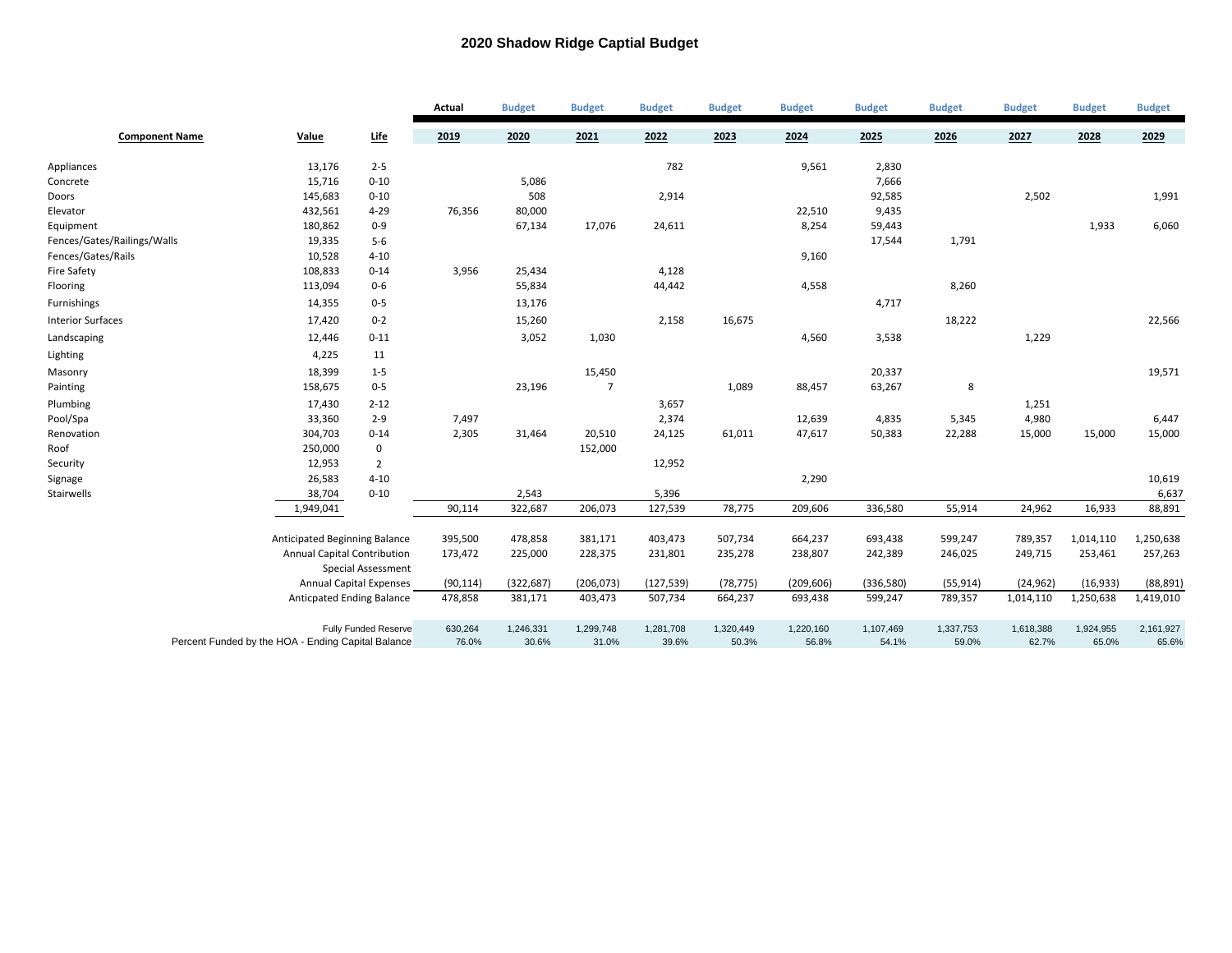# 2020 Shadow Ridge Captial Budget

| | | | Actual | Budget | Budget | Budget | Budget | Budget | Budget | Budget | Budget | Budget | Budget |
|---|---|---|---|---|---|---|---|---|---|---|---|---|---|
| **Component Name** | **Value** | **Life** | **2019** | **2020** | **2021** | **2022** | **2023** | **2024** | **2025** | **2026** | **2027** | **2028** | **2029** |
| Appliances | 13,176 | 2-5 | | | | 782 | | 9,561 | 2,830 | | | | |
| Concrete | 15,716 | 0-10 | | 5,086 | | | | | 7,666 | | | | |
| Doors | 145,683 | 0-10 | | 508 | | 2,914 | | | 92,585 | | 2,502 | | 1,991 |
| Elevator | 432,561 | 4-29 | 76,356 | 80,000 | | | | 22,510 | 9,435 | | | | |
| Equipment | 180,862 | 0-9 | | 67,134 | 17,076 | 24,611 | | 8,254 | 59,443 | | | 1,933 | 6,060 |
| Fences/Gates/Railings/Walls | 19,335 | 5-6 | | | | | | | 17,544 | 1,791 | | | |
| Fences/Gates/Rails | 10,528 | 4-10 | | | | | | 9,160 | | | | | |
| Fire Safety | 108,833 | 0-14 | 3,956 | 25,434 | | 4,128 | | | | | | | |
| Flooring | 113,094 | 0-6 | | 55,834 | | 44,442 | | 4,558 | | 8,260 | | | |
| Furnishings | 14,355 | 0-5 | | 13,176 | | | | | 4,717 | | | | |
| Interior Surfaces | 17,420 | 0-2 | | 15,260 | | 2,158 | 16,675 | | | 18,222 | | | 22,566 |
| Landscaping | 12,446 | 0-11 | | 3,052 | 1,030 | | | 4,560 | 3,538 | | 1,229 | | |
| Lighting | 4,225 | 11 | | | | | | | | | | | |
| Masonry | 18,399 | 1-5 | | | 15,450 | | | | 20,337 | | | | 19,571 |
| Painting | 158,675 | 0-5 | | 23,196 | 7 | | 1,089 | 88,457 | 63,267 | 8 | | | |
| Plumbing | 17,430 | 2-12 | | | | 3,657 | | | | | 1,251 | | |
| Pool/Spa | 33,360 | 2-9 | 7,497 | | | 2,374 | | 12,639 | 4,835 | 5,345 | 4,980 | | 6,447 |
| Renovation | 304,703 | 0-14 | 2,305 | 31,464 | 20,510 | 24,125 | 61,011 | 47,617 | 50,383 | 22,288 | 15,000 | 15,000 | 15,000 |
| Roof | 250,000 | 0 | | | 152,000 | | | | | | | | |
| Security | 12,953 | 2 | | | | 12,952 | | | | | | | |
| Signage | 26,583 | 4-10 | | | | | | 2,290 | | | | | 10,619 |
| Stairwells | 38,704 | 0-10 | | 2,543 | | 5,396 | | | | | | | 6,637 |
| | 1,949,041 | | 90,114 | 322,687 | 206,073 | 127,539 | 78,775 | 209,606 | 336,580 | 55,914 | 24,962 | 16,933 | 88,891 |
| Anticipated Beginning Balance | | | 395,500 | 478,858 | 381,171 | 403,473 | 507,734 | 664,237 | 693,438 | 599,247 | 789,357 | 1,014,110 | 1,250,638 |
| Annual Capital Contribution | | | 173,472 | 225,000 | 228,375 | 231,801 | 235,278 | 238,807 | 242,389 | 246,025 | 249,715 | 253,461 | 257,263 |
| Special Assessment | | | | | | | | | | | | | |
| Annual Capital Expenses | | | (90,114) | (322,687) | (206,073) | (127,539) | (78,775) | (209,606) | (336,580) | (55,914) | (24,962) | (16,933) | (88,891) |
| Anticpated Ending Balance | | | 478,858 | 381,171 | 403,473 | 507,734 | 664,237 | 693,438 | 599,247 | 789,357 | 1,014,110 | 1,250,638 | 1,419,010 |
| Fully Funded Reserve | | | 630,264 | 1,246,331 | 1,299,748 | 1,281,708 | 1,320,449 | 1,220,160 | 1,107,469 | 1,337,753 | 1,618,388 | 1,924,955 | 2,161,927 |
| Percent Funded by the HOA - Ending Capital Balance | | | 76.0% | 30.6% | 31.0% | 39.6% | 50.3% | 56.8% | 54.1% | 59.0% | 62.7% | 65.0% | 65.6% |